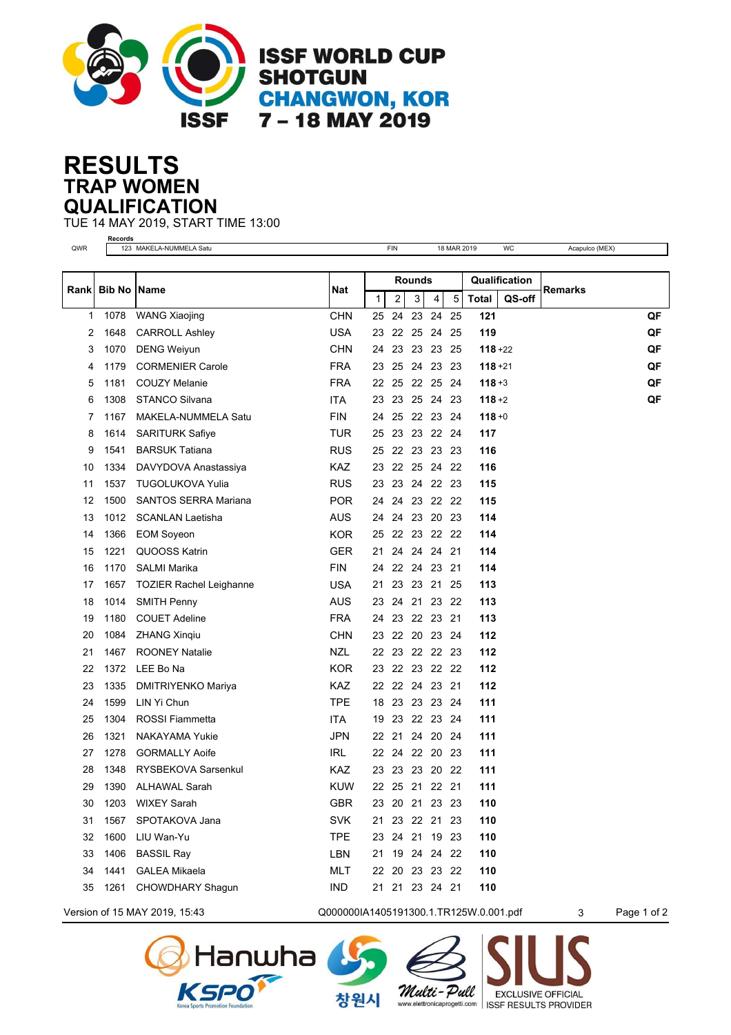# ISSF WORLD CUP SHOTGUN CHANGWON, KOR 7 – 18 MAY 2019

# RESULTS
## TRAP WOMEN
## QUALIFICATION

TUE 14 MAY 2019, START TIME 13:00

**Records**

| | | | | | |
|---|---|---|---|---|---|
| QWR | 123 MAKELA-NUMMELA Satu | FIN | 18 MAR 2019 | WC | Acapulco (MEX) |

| Rank | Bib No | Name | Nat | Rounds | | | | | Qualification | | Remarks |
|---|---|---|---|---|---|---|---|---|---|---|---|
| | | | | 1 | 2 | 3 | 4 | 5 | Total | QS-off | |
| 1 | 1078 | WANG Xiaojing | CHN | 25 | 24 | 23 | 24 | 25 | **121** | | **QF** |
| 2 | 1648 | CARROLL Ashley | USA | 23 | 22 | 25 | 24 | 25 | **119** | | **QF** |
| 3 | 1070 | DENG Weiyun | CHN | 24 | 23 | 23 | 23 | 25 | **118** | +22 | **QF** |
| 4 | 1179 | CORMENIER Carole | FRA | 23 | 25 | 24 | 23 | 23 | **118** | +21 | **QF** |
| 5 | 1181 | COUZY Melanie | FRA | 22 | 25 | 22 | 25 | 24 | **118** | +3 | **QF** |
| 6 | 1308 | STANCO Silvana | ITA | 23 | 23 | 25 | 24 | 23 | **118** | +2 | **QF** |
| 7 | 1167 | MAKELA-NUMMELA Satu | FIN | 24 | 25 | 22 | 23 | 24 | **118** | +0 | |
| 8 | 1614 | SARITURK Safiye | TUR | 25 | 23 | 23 | 22 | 24 | **117** | | |
| 9 | 1541 | BARSUK Tatiana | RUS | 25 | 22 | 23 | 23 | 23 | **116** | | |
| 10 | 1334 | DAVYDOVA Anastassiya | KAZ | 23 | 22 | 25 | 24 | 22 | **116** | | |
| 11 | 1537 | TUGOLUKOVA Yulia | RUS | 23 | 23 | 24 | 22 | 23 | **115** | | |
| 12 | 1500 | SANTOS SERRA Mariana | POR | 24 | 24 | 23 | 22 | 22 | **115** | | |
| 13 | 1012 | SCANLAN Laetisha | AUS | 24 | 24 | 23 | 20 | 23 | **114** | | |
| 14 | 1366 | EOM Soyeon | KOR | 25 | 22 | 23 | 22 | 22 | **114** | | |
| 15 | 1221 | QUOOSS Katrin | GER | 21 | 24 | 24 | 24 | 21 | **114** | | |
| 16 | 1170 | SALMI Marika | FIN | 24 | 22 | 24 | 23 | 21 | **114** | | |
| 17 | 1657 | TOZIER Rachel Leighanne | USA | 21 | 23 | 23 | 21 | 25 | **113** | | |
| 18 | 1014 | SMITH Penny | AUS | 23 | 24 | 21 | 23 | 22 | **113** | | |
| 19 | 1180 | COUET Adeline | FRA | 24 | 23 | 22 | 23 | 21 | **113** | | |
| 20 | 1084 | ZHANG Xinqiu | CHN | 23 | 22 | 20 | 23 | 24 | **112** | | |
| 21 | 1467 | ROONEY Natalie | NZL | 22 | 23 | 22 | 22 | 23 | **112** | | |
| 22 | 1372 | LEE Bo Na | KOR | 23 | 22 | 23 | 22 | 22 | **112** | | |
| 23 | 1335 | DMITRIYENKO Mariya | KAZ | 22 | 22 | 24 | 23 | 21 | **112** | | |
| 24 | 1599 | LIN Yi Chun | TPE | 18 | 23 | 23 | 23 | 24 | **111** | | |
| 25 | 1304 | ROSSI Fiammetta | ITA | 19 | 23 | 22 | 23 | 24 | **111** | | |
| 26 | 1321 | NAKAYAMA Yukie | JPN | 22 | 21 | 24 | 20 | 24 | **111** | | |
| 27 | 1278 | GORMALLY Aoife | IRL | 22 | 24 | 22 | 20 | 23 | **111** | | |
| 28 | 1348 | RYSBEKOVA Sarsenkul | KAZ | 23 | 23 | 23 | 20 | 22 | **111** | | |
| 29 | 1390 | ALHAWAL Sarah | KUW | 22 | 25 | 21 | 22 | 21 | **111** | | |
| 30 | 1203 | WIXEY Sarah | GBR | 23 | 20 | 21 | 23 | 23 | **110** | | |
| 31 | 1567 | SPOTAKOVA Jana | SVK | 21 | 23 | 22 | 21 | 23 | **110** | | |
| 32 | 1600 | LIU Wan-Yu | TPE | 23 | 24 | 21 | 19 | 23 | **110** | | |
| 33 | 1406 | BASSIL Ray | LBN | 21 | 19 | 24 | 24 | 22 | **110** | | |
| 34 | 1441 | GALEA Mikaela | MLT | 22 | 20 | 23 | 23 | 22 | **110** | | |
| 35 | 1261 | CHOWDHARY Shagun | IND | 21 | 21 | 23 | 24 | 21 | **110** | | |

Version of 15 MAY 2019, 15:43 Q000000IA1405191300.1.TR125W.0.001.pdf 3

Hanwha KSPO Korea Sports Promotion Foundation 창원시 Multi-Pull www.elettronicaprogetti.com SIUS EXCLUSIVE OFFICIAL ISSF RESULTS PROVIDER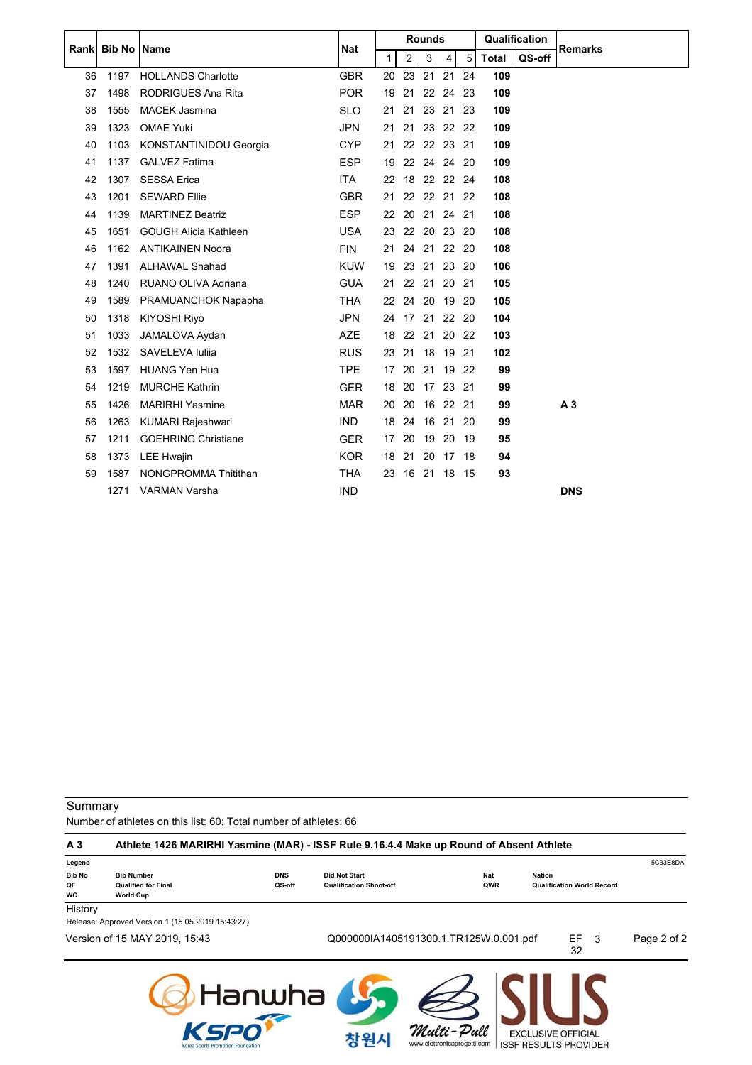| Rank | Bib No | Name | Nat | Rounds | | | | | Qualification | | Remarks |
|---|---|---|---|---|---|---|---|---|---|---|---|
| | | | | 1 | 2 | 3 | 4 | 5 | Total | QS-off | |
| 36 | 1197 | HOLLANDS Charlotte | GBR | 20 | 23 | 21 | 21 | 24 | **109** | | |
| 37 | 1498 | RODRIGUES Ana Rita | POR | 19 | 21 | 22 | 24 | 23 | **109** | | |
| 38 | 1555 | MACEK Jasmina | SLO | 21 | 21 | 23 | 21 | 23 | **109** | | |
| 39 | 1323 | OMAE Yuki | JPN | 21 | 21 | 23 | 22 | 22 | **109** | | |
| 40 | 1103 | KONSTANTINIDOU Georgia | CYP | 21 | 22 | 22 | 23 | 21 | **109** | | |
| 41 | 1137 | GALVEZ Fatima | ESP | 19 | 22 | 24 | 24 | 20 | **109** | | |
| 42 | 1307 | SESSA Erica | ITA | 22 | 18 | 22 | 22 | 24 | **108** | | |
| 43 | 1201 | SEWARD Ellie | GBR | 21 | 22 | 22 | 21 | 22 | **108** | | |
| 44 | 1139 | MARTINEZ Beatriz | ESP | 22 | 20 | 21 | 24 | 21 | **108** | | |
| 45 | 1651 | GOUGH Alicia Kathleen | USA | 23 | 22 | 20 | 23 | 20 | **108** | | |
| 46 | 1162 | ANTIKAINEN Noora | FIN | 21 | 24 | 21 | 22 | 20 | **108** | | |
| 47 | 1391 | ALHAWAL Shahad | KUW | 19 | 23 | 21 | 23 | 20 | **106** | | |
| 48 | 1240 | RUANO OLIVA Adriana | GUA | 21 | 22 | 21 | 20 | 21 | **105** | | |
| 49 | 1589 | PRAMUANCHOK Napapha | THA | 22 | 24 | 20 | 19 | 20 | **105** | | |
| 50 | 1318 | KIYOSHI Riyo | JPN | 24 | 17 | 21 | 22 | 20 | **104** | | |
| 51 | 1033 | JAMALOVA Aydan | AZE | 18 | 22 | 21 | 20 | 22 | **103** | | |
| 52 | 1532 | SAVELEVA Iuliia | RUS | 23 | 21 | 18 | 19 | 21 | **102** | | |
| 53 | 1597 | HUANG Yen Hua | TPE | 17 | 20 | 21 | 19 | 22 | **99** | | |
| 54 | 1219 | MURCHE Kathrin | GER | 18 | 20 | 17 | 23 | 21 | **99** | | |
| 55 | 1426 | MARIRHI Yasmine | MAR | 20 | 20 | 16 | 22 | 21 | **99** | | **A 3** |
| 56 | 1263 | KUMARI Rajeshwari | IND | 18 | 24 | 16 | 21 | 20 | **99** | | |
| 57 | 1211 | GOEHRING Christiane | GER | 17 | 20 | 19 | 20 | 19 | **95** | | |
| 58 | 1373 | LEE Hwajin | KOR | 18 | 21 | 20 | 17 | 18 | **94** | | |
| 59 | 1587 | NONGPROMMA Thitithan | THA | 23 | 16 | 21 | 18 | 15 | **93** | | |
| | 1271 | VARMAN Varsha | IND | | | | | | | | **DNS** |

Summary

Number of athletes on this list: 60; Total number of athletes: 66

**A 3** **Athlete 1426 MARIRHI Yasmine (MAR) - ISSF Rule 9.16.4.4 Make up Round of Absent Athlete**

**Legend**

| | | | | | |
|---|---|---|---|---|---|
| **Bib No** | **Bib Number** | **DNS** | **Did Not Start** | **Nat** | **Nation** |
| **QF** | **Qualified for Final** | **QS-off** | **Qualification Shoot-off** | **QWR** | **Qualification World Record** |
| **WC** | **World Cup** | | | | |

5C33E8DA

History

Release: Approved Version 1 (15.05.2019 15:43:27)

Version of 15 MAY 2019, 15:43    Q000000IA1405191300.1.TR125W.0.001.pdf    EF 32    3